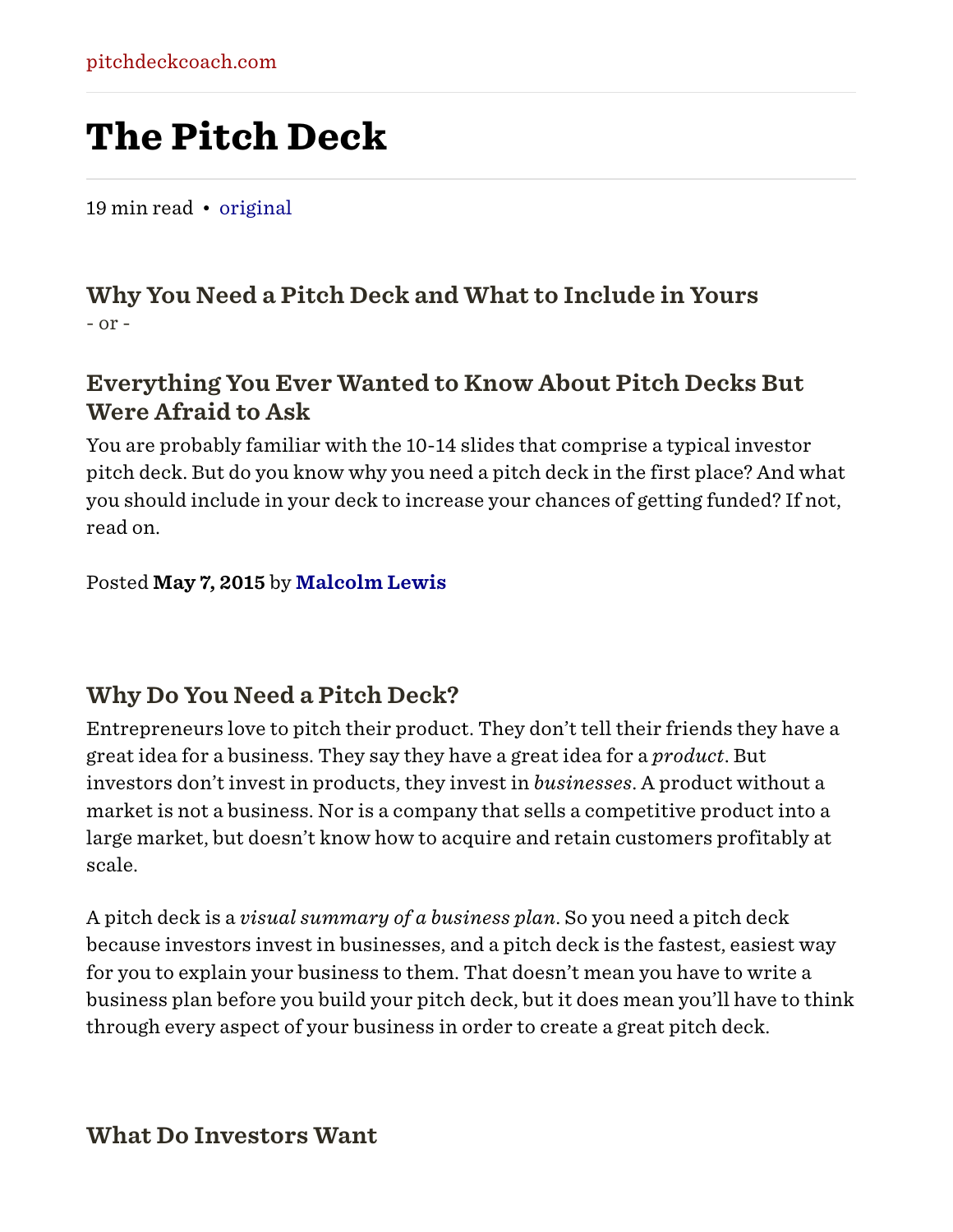pitchdeckcoach.com

# The Pitch Deck

19 min read • original

### Why You Need a Pitch Deck and What to Include in Yours

- or -

### Everything You Ever Wanted to Know About Pitch Decks But Were Afraid to Ask

You are probably familiar with the 10-14 slides that comprise a typical investor pitch deck. But do you know why you need a pitch deck in the first place? And what you should include in your deck to increase your chances of getting funded? If not, read on.

Posted **May 7, 2015** by **Malcolm Lewis**

### Why Do You Need a Pitch Deck?

Entrepreneurs love to pitch their product. They don't tell their friends they have a great idea for a business. They say they have a great idea for a *product*. But investors don't invest in products, they invest in *businesses*. A product without a market is not a business. Nor is a company that sells a competitive product into a large market, but doesn't know how to acquire and retain customers profitably at scale.

A pitch deck is a *visual summary of a business plan*. So you need a pitch deck because investors invest in businesses, and a pitch deck is the fastest, easiest way for you to explain your business to them. That doesn't mean you have to write a business plan before you build your pitch deck, but it does mean you'll have to think through every aspect of your business in order to create a great pitch deck.

### What Do Investors Want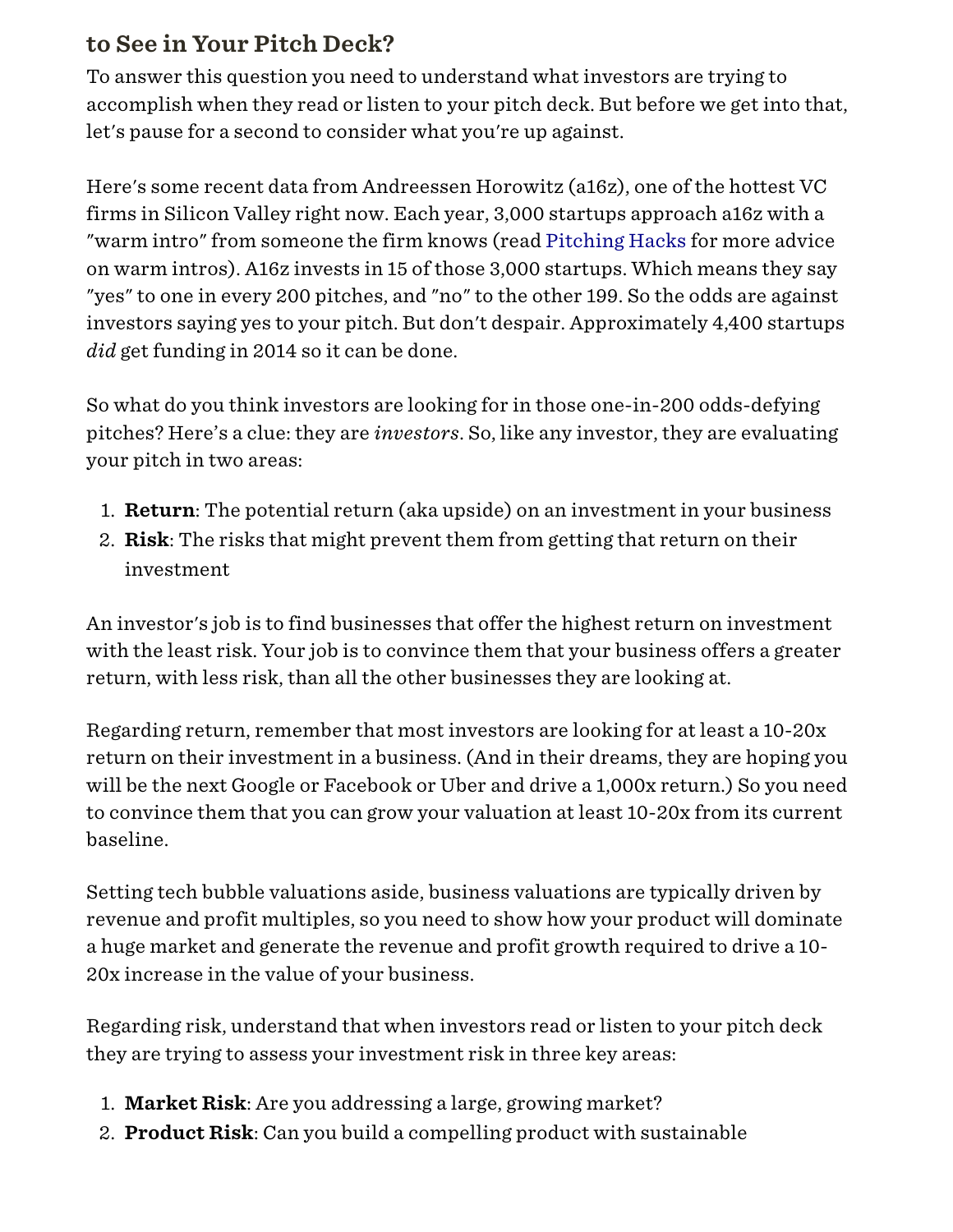### to See in Your Pitch Deck?

To answer this question you need to understand what investors are trying to accomplish when they read or listen to your pitch deck. But before we get into that, let's pause for a second to consider what you're up against.

Here's some recent data from Andreessen Horowitz (a16z), one of the hottest VC firms in Silicon Valley right now. Each year, 3,000 startups approach a16z with a "warm intro" from someone the firm knows (read Pitching Hacks for more advice on warm intros). A16z invests in 15 of those 3,000 startups. Which means they say "yes" to one in every 200 pitches, and "no" to the other 199. So the odds are against investors saying yes to your pitch. But don't despair. Approximately 4,400 startups *did* get funding in 2014 so it can be done.

So what do you think investors are looking for in those one-in-200 odds-defying pitches? Here's a clue: they are *investors*. So, like any investor, they are evaluating your pitch in two areas:

1. **Return**: The potential return (aka upside) on an investment in your business
2. **Risk**: The risks that might prevent them from getting that return on their investment

An investor's job is to find businesses that offer the highest return on investment with the least risk. Your job is to convince them that your business offers a greater return, with less risk, than all the other businesses they are looking at.

Regarding return, remember that most investors are looking for at least a 10-20x return on their investment in a business. (And in their dreams, they are hoping you will be the next Google or Facebook or Uber and drive a 1,000x return.) So you need to convince them that you can grow your valuation at least 10-20x from its current baseline.

Setting tech bubble valuations aside, business valuations are typically driven by revenue and profit multiples, so you need to show how your product will dominate a huge market and generate the revenue and profit growth required to drive a 10-20x increase in the value of your business.

Regarding risk, understand that when investors read or listen to your pitch deck they are trying to assess your investment risk in three key areas:

1. **Market Risk**: Are you addressing a large, growing market?
2. **Product Risk**: Can you build a compelling product with sustainable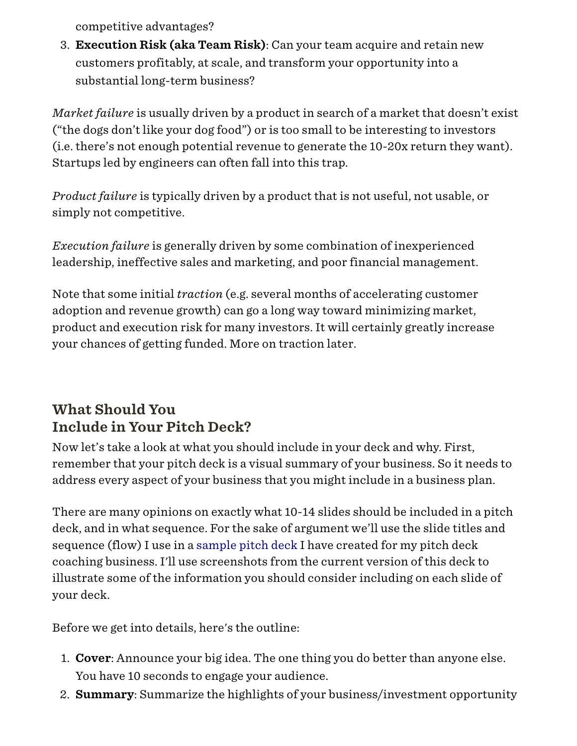competitive advantages?

3. **Execution Risk (aka Team Risk)**: Can your team acquire and retain new customers profitably, at scale, and transform your opportunity into a substantial long-term business?

*Market failure* is usually driven by a product in search of a market that doesn't exist ("the dogs don't like your dog food") or is too small to be interesting to investors (i.e. there's not enough potential revenue to generate the 10-20x return they want). Startups led by engineers can often fall into this trap.

*Product failure* is typically driven by a product that is not useful, not usable, or simply not competitive.

*Execution failure* is generally driven by some combination of inexperienced leadership, ineffective sales and marketing, and poor financial management.

Note that some initial *traction* (e.g. several months of accelerating customer adoption and revenue growth) can go a long way toward minimizing market, product and execution risk for many investors. It will certainly greatly increase your chances of getting funded. More on traction later.

## What Should You Include in Your Pitch Deck?

Now let's take a look at what you should include in your deck and why. First, remember that your pitch deck is a visual summary of your business. So it needs to address every aspect of your business that you might include in a business plan.

There are many opinions on exactly what 10-14 slides should be included in a pitch deck, and in what sequence. For the sake of argument we'll use the slide titles and sequence (flow) I use in a sample pitch deck I have created for my pitch deck coaching business. I'll use screenshots from the current version of this deck to illustrate some of the information you should consider including on each slide of your deck.

Before we get into details, here's the outline:

1. **Cover**: Announce your big idea. The one thing you do better than anyone else. You have 10 seconds to engage your audience.
2. **Summary**: Summarize the highlights of your business/investment opportunity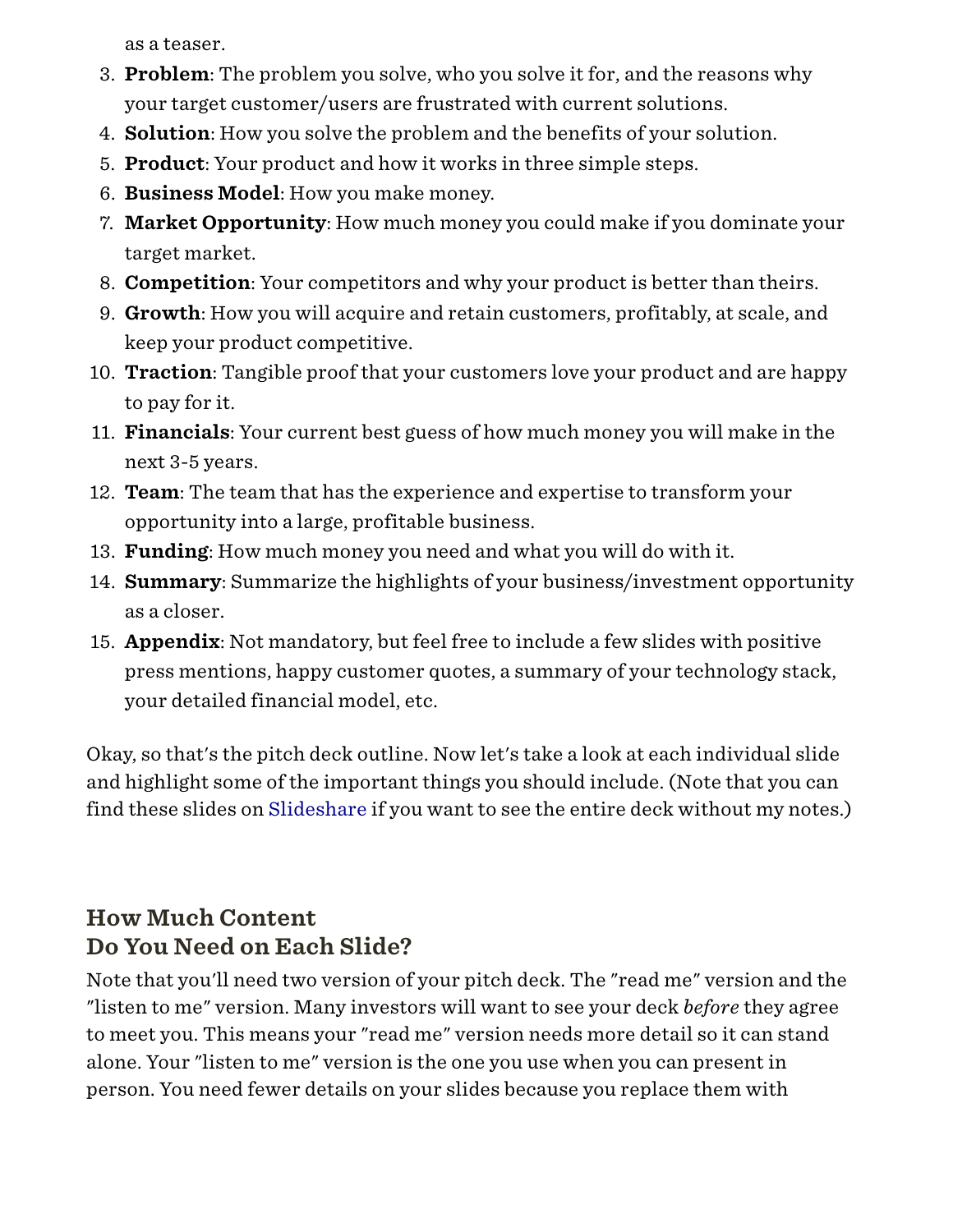as a teaser.

3. **Problem**: The problem you solve, who you solve it for, and the reasons why your target customer/users are frustrated with current solutions.
4. **Solution**: How you solve the problem and the benefits of your solution.
5. **Product**: Your product and how it works in three simple steps.
6. **Business Model**: How you make money.
7. **Market Opportunity**: How much money you could make if you dominate your target market.
8. **Competition**: Your competitors and why your product is better than theirs.
9. **Growth**: How you will acquire and retain customers, profitably, at scale, and keep your product competitive.
10. **Traction**: Tangible proof that your customers love your product and are happy to pay for it.
11. **Financials**: Your current best guess of how much money you will make in the next 3-5 years.
12. **Team**: The team that has the experience and expertise to transform your opportunity into a large, profitable business.
13. **Funding**: How much money you need and what you will do with it.
14. **Summary**: Summarize the highlights of your business/investment opportunity as a closer.
15. **Appendix**: Not mandatory, but feel free to include a few slides with positive press mentions, happy customer quotes, a summary of your technology stack, your detailed financial model, etc.

Okay, so that's the pitch deck outline. Now let's take a look at each individual slide and highlight some of the important things you should include. (Note that you can find these slides on Slideshare if you want to see the entire deck without my notes.)

## How Much Content Do You Need on Each Slide?

Note that you'll need two version of your pitch deck. The "read me" version and the "listen to me" version. Many investors will want to see your deck *before* they agree to meet you. This means your "read me" version needs more detail so it can stand alone. Your "listen to me" version is the one you use when you can present in person. You need fewer details on your slides because you replace them with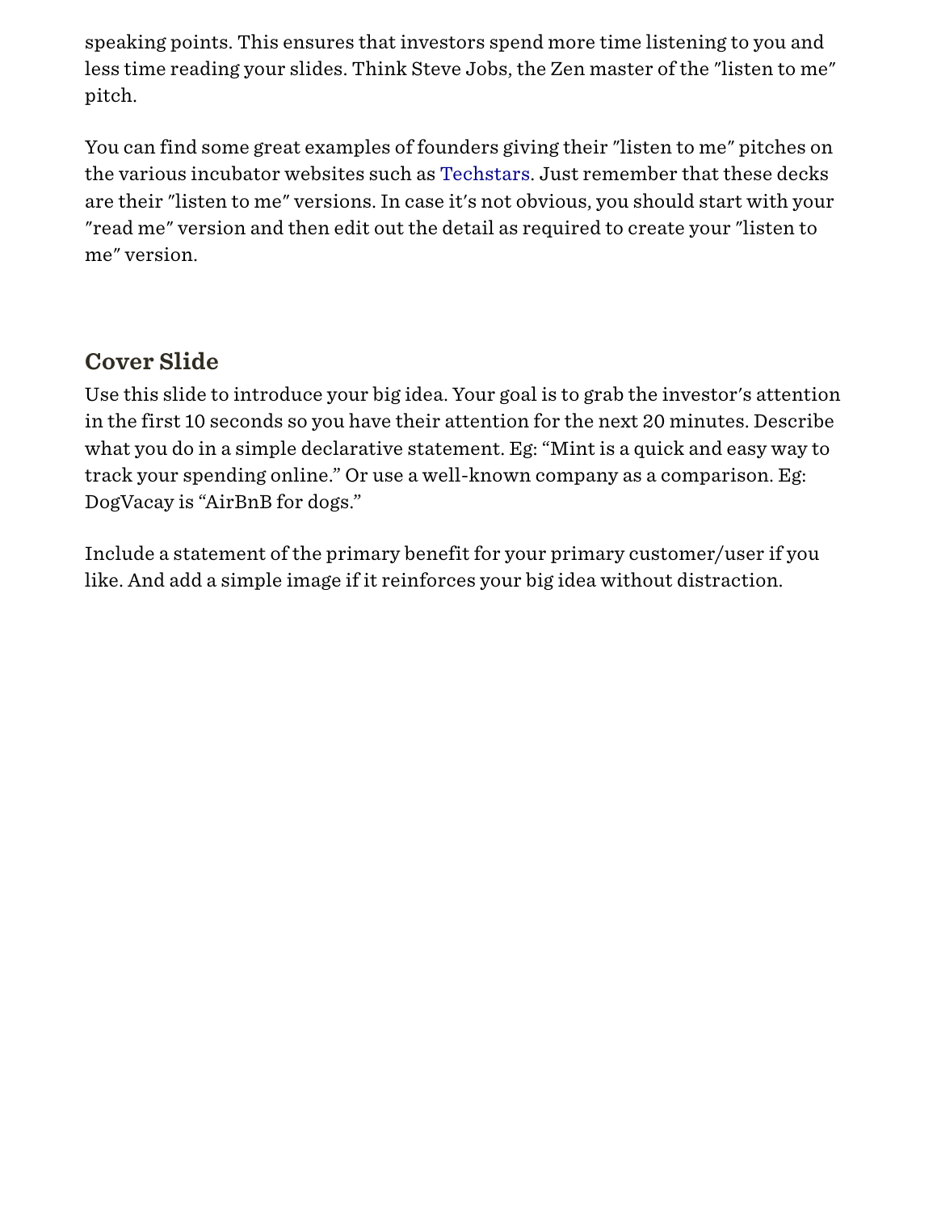speaking points. This ensures that investors spend more time listening to you and less time reading your slides. Think Steve Jobs, the Zen master of the ″listen to me″ pitch.

You can find some great examples of founders giving their ″listen to me″ pitches on the various incubator websites such as Techstars. Just remember that these decks are their ″listen to me″ versions. In case it′s not obvious, you should start with your ″read me″ version and then edit out the detail as required to create your ″listen to me″ version.

## Cover Slide

Use this slide to introduce your big idea. Your goal is to grab the investor′s attention in the first 10 seconds so you have their attention for the next 20 minutes. Describe what you do in a simple declarative statement. Eg: "Mint is a quick and easy way to track your spending online." Or use a well-known company as a comparison. Eg: DogVacay is "AirBnB for dogs."

Include a statement of the primary benefit for your primary customer/user if you like. And add a simple image if it reinforces your big idea without distraction.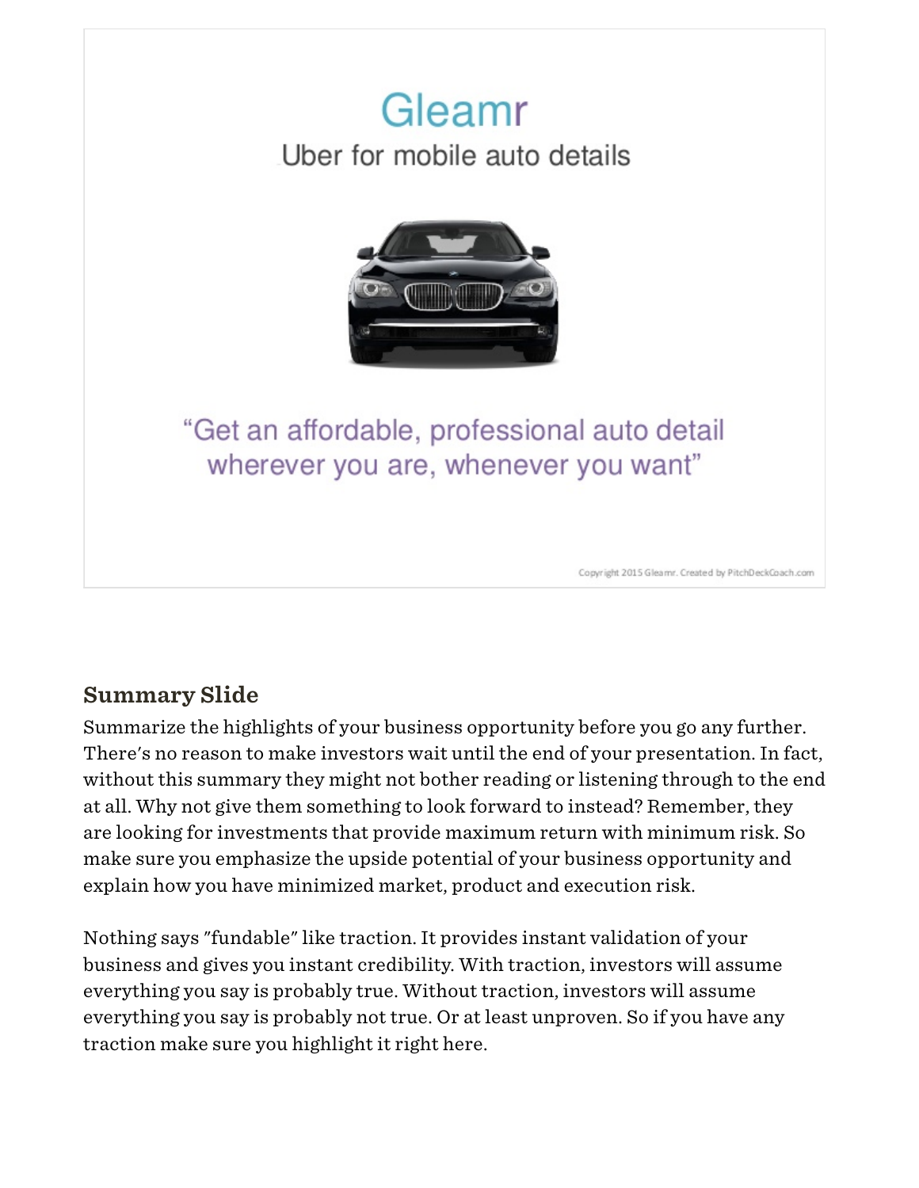# Gleamr

Uber for mobile auto details

"Get an affordable, professional auto detail wherever you are, whenever you want"

Copyright 2015 Gleamr. Created by PitchDeckCoach.com

### Summary Slide

Summarize the highlights of your business opportunity before you go any further. There's no reason to make investors wait until the end of your presentation. In fact, without this summary they might not bother reading or listening through to the end at all. Why not give them something to look forward to instead? Remember, they are looking for investments that provide maximum return with minimum risk. So make sure you emphasize the upside potential of your business opportunity and explain how you have minimized market, product and execution risk.

Nothing says "fundable" like traction. It provides instant validation of your business and gives you instant credibility. With traction, investors will assume everything you say is probably true. Without traction, investors will assume everything you say is probably not true. Or at least unproven. So if you have any traction make sure you highlight it right here.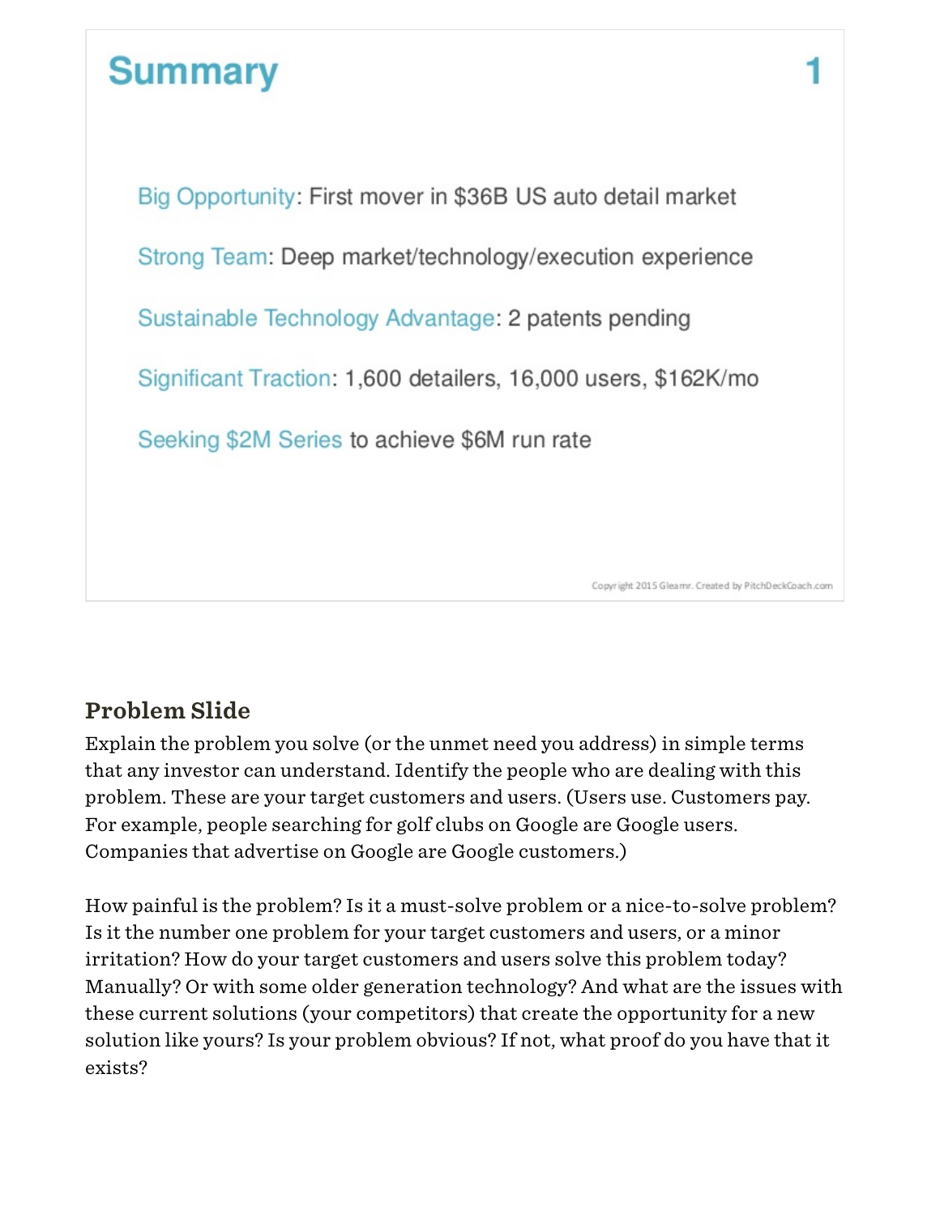## Summary

1

Big Opportunity: First mover in $36B US auto detail market

Strong Team: Deep market/technology/execution experience

Sustainable Technology Advantage: 2 patents pending

Significant Traction: 1,600 detailers, 16,000 users, $162K/mo

Seeking $2M Series to achieve $6M run rate

Copyright 2015 Gleamr. Created by PitchDeckCoach.com

### Problem Slide

Explain the problem you solve (or the unmet need you address) in simple terms that any investor can understand. Identify the people who are dealing with this problem. These are your target customers and users. (Users use. Customers pay. For example, people searching for golf clubs on Google are Google users. Companies that advertise on Google are Google customers.)

How painful is the problem? Is it a must-solve problem or a nice-to-solve problem? Is it the number one problem for your target customers and users, or a minor irritation? How do your target customers and users solve this problem today? Manually? Or with some older generation technology? And what are the issues with these current solutions (your competitors) that create the opportunity for a new solution like yours? Is your problem obvious? If not, what proof do you have that it exists?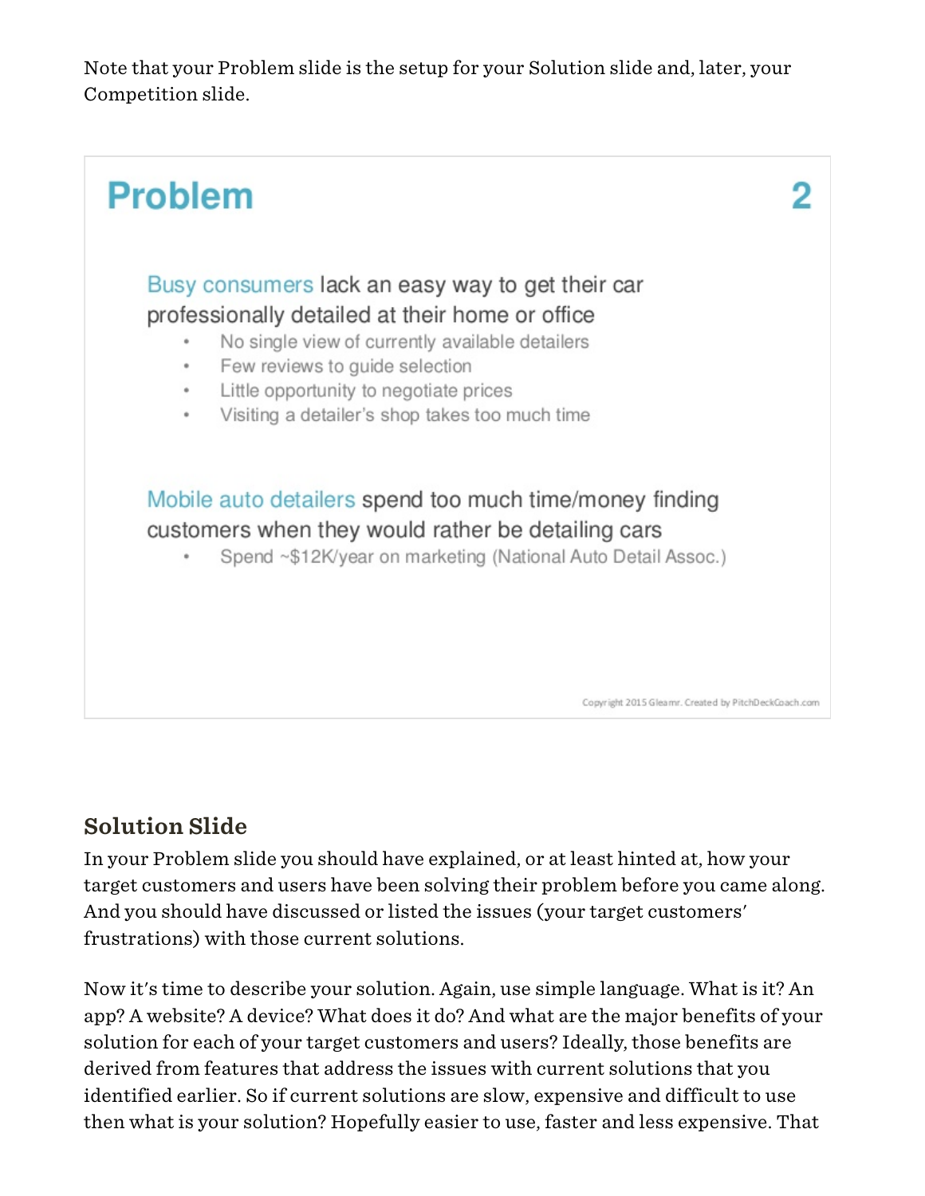Note that your Problem slide is the setup for your Solution slide and, later, your Competition slide.

## Problem 2

Busy consumers lack an easy way to get their car professionally detailed at their home or office

- No single view of currently available detailers
- Few reviews to guide selection
- Little opportunity to negotiate prices
- Visiting a detailer's shop takes too much time

Mobile auto detailers spend too much time/money finding customers when they would rather be detailing cars

- Spend ~$12K/year on marketing (National Auto Detail Assoc.)

Copyright 2015 Gleamr. Created by PitchDeckCoach.com

### Solution Slide

In your Problem slide you should have explained, or at least hinted at, how your target customers and users have been solving their problem before you came along. And you should have discussed or listed the issues (your target customers' frustrations) with those current solutions.

Now it's time to describe your solution. Again, use simple language. What is it? An app? A website? A device? What does it do? And what are the major benefits of your solution for each of your target customers and users? Ideally, those benefits are derived from features that address the issues with current solutions that you identified earlier. So if current solutions are slow, expensive and difficult to use then what is your solution? Hopefully easier to use, faster and less expensive. That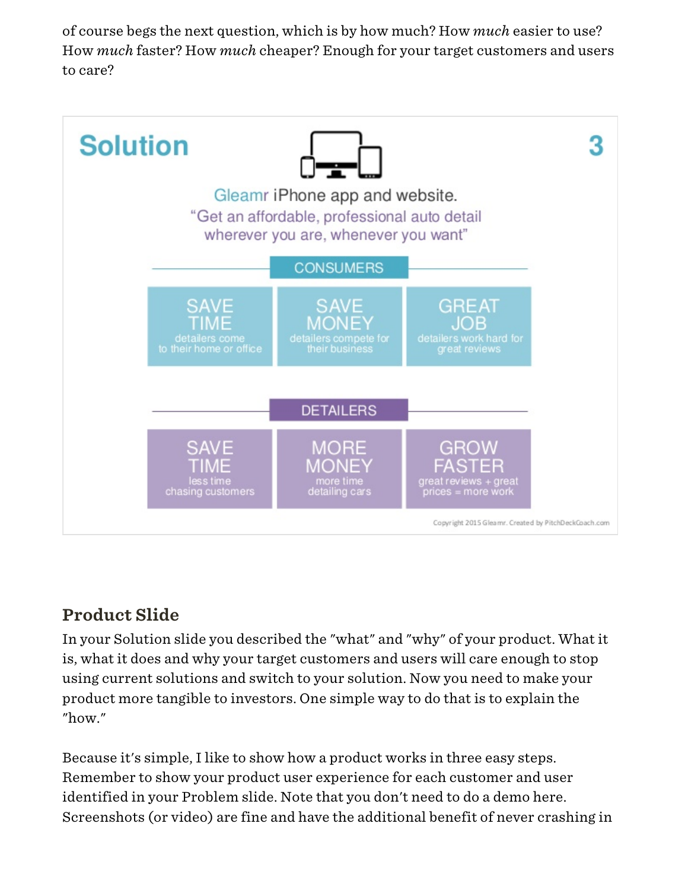of course begs the next question, which is by how much? How *much* easier to use? How *much* faster? How *much* cheaper? Enough for your target customers and users to care?

**Solution** 3

Gleamr iPhone app and website.
"Get an affordable, professional auto detail wherever you are, whenever you want"

**CONSUMERS**

| SAVE TIME | SAVE MONEY | GREAT JOB |
| --- | --- | --- |
| detailers come to their home or office | detailers compete for their business | detailers work hard for great reviews |

**DETAILERS**

| SAVE TIME | MORE MONEY | GROW FASTER |
| --- | --- | --- |
| less time chasing customers | more time detailing cars | great reviews + great prices = more work |

Copyright 2015 Gleamr. Created by PitchDeckCoach.com

## Product Slide

In your Solution slide you described the "what" and "why" of your product. What it is, what it does and why your target customers and users will care enough to stop using current solutions and switch to your solution. Now you need to make your product more tangible to investors. One simple way to do that is to explain the "how."

Because it's simple, I like to show how a product works in three easy steps. Remember to show your product user experience for each customer and user identified in your Problem slide. Note that you don't need to do a demo here. Screenshots (or video) are fine and have the additional benefit of never crashing in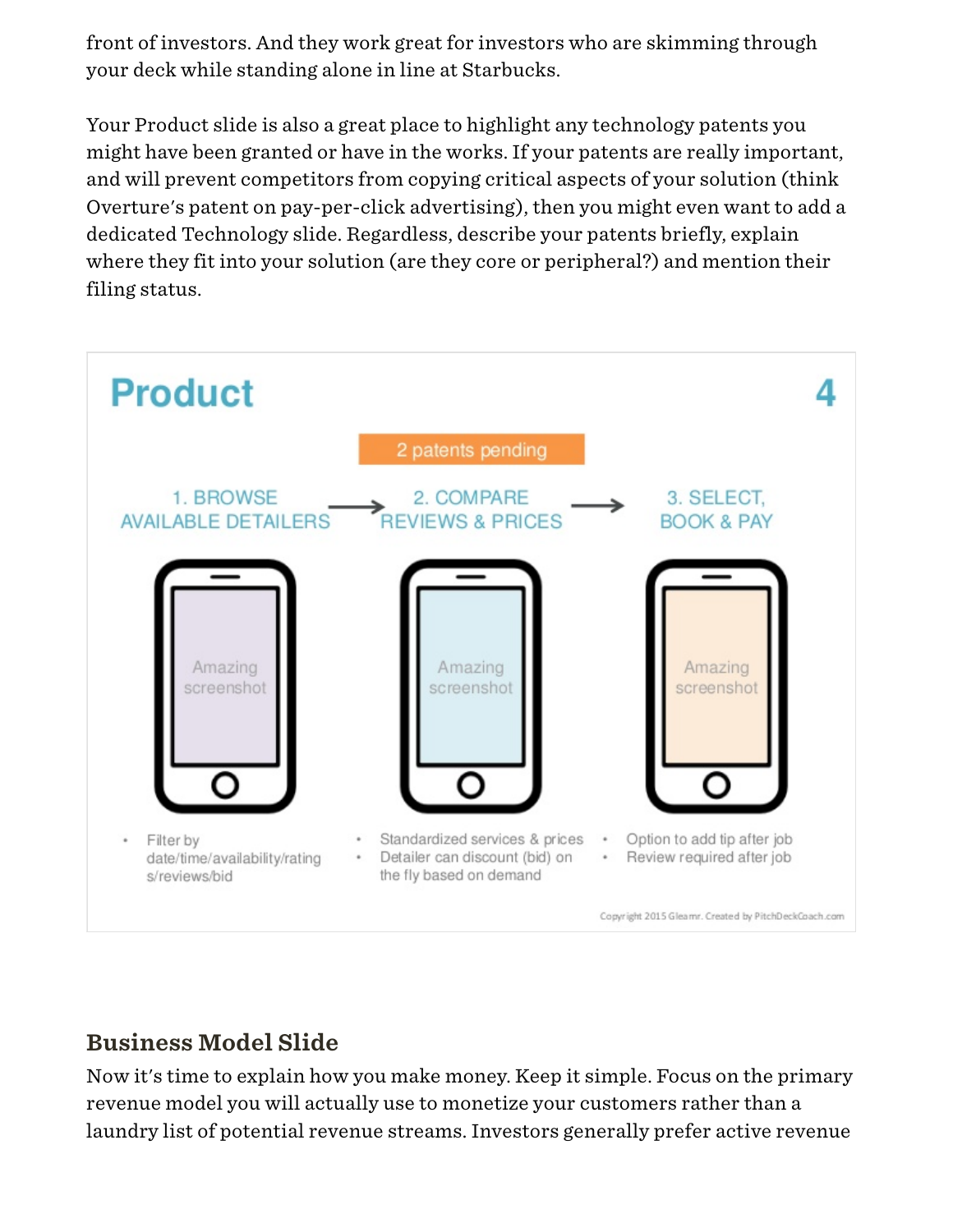front of investors. And they work great for investors who are skimming through your deck while standing alone in line at Starbucks.

Your Product slide is also a great place to highlight any technology patents you might have been granted or have in the works. If your patents are really important, and will prevent competitors from copying critical aspects of your solution (think Overture's patent on pay-per-click advertising), then you might even want to add a dedicated Technology slide. Regardless, describe your patents briefly, explain where they fit into your solution (are they core or peripheral?) and mention their filing status.

**Product** 4

2 patents pending

1. BROWSE AVAILABLE DETAILERS → 2. COMPARE REVIEWS & PRICES → 3. SELECT, BOOK & PAY

Amazing screenshot | Amazing screenshot | Amazing screenshot

- Filter by date/time/availability/ratings/reviews/bid

- Standardized services & prices
- Detailer can discount (bid) on the fly based on demand

- Option to add tip after job
- Review required after job

Copyright 2015 Gleamr. Created by PitchDeckCoach.com

## Business Model Slide

Now it's time to explain how you make money. Keep it simple. Focus on the primary revenue model you will actually use to monetize your customers rather than a laundry list of potential revenue streams. Investors generally prefer active revenue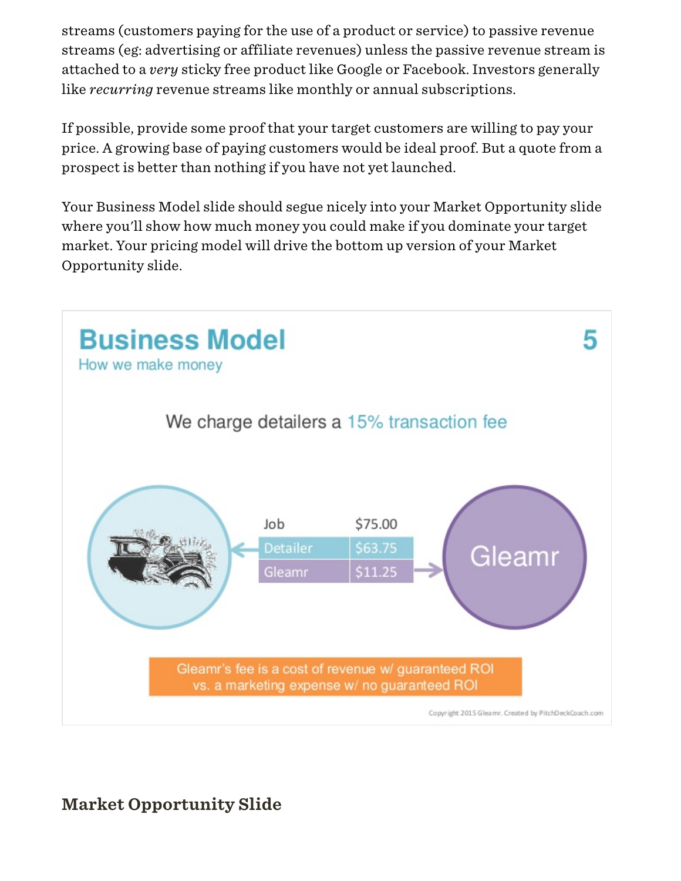streams (customers paying for the use of a product or service) to passive revenue streams (eg: advertising or affiliate revenues) unless the passive revenue stream is attached to a *very* sticky free product like Google or Facebook. Investors generally like *recurring* revenue streams like monthly or annual subscriptions.

If possible, provide some proof that your target customers are willing to pay your price. A growing base of paying customers would be ideal proof. But a quote from a prospect is better than nothing if you have not yet launched.

Your Business Model slide should segue nicely into your Market Opportunity slide where you'll show how much money you could make if you dominate your target market. Your pricing model will drive the bottom up version of your Market Opportunity slide.

**Business Model** 5

How we make money

We charge detailers a 15% transaction fee

| Job | $75.00 |
| --- | --- |
| Detailer | $63.75 |
| Gleamr | $11.25 |

Gleamr

Gleamr's fee is a cost of revenue w/ guaranteed ROI vs. a marketing expense w/ no guaranteed ROI

Copyright 2015 Gleamr. Created by PitchDeckCoach.com

## Market Opportunity Slide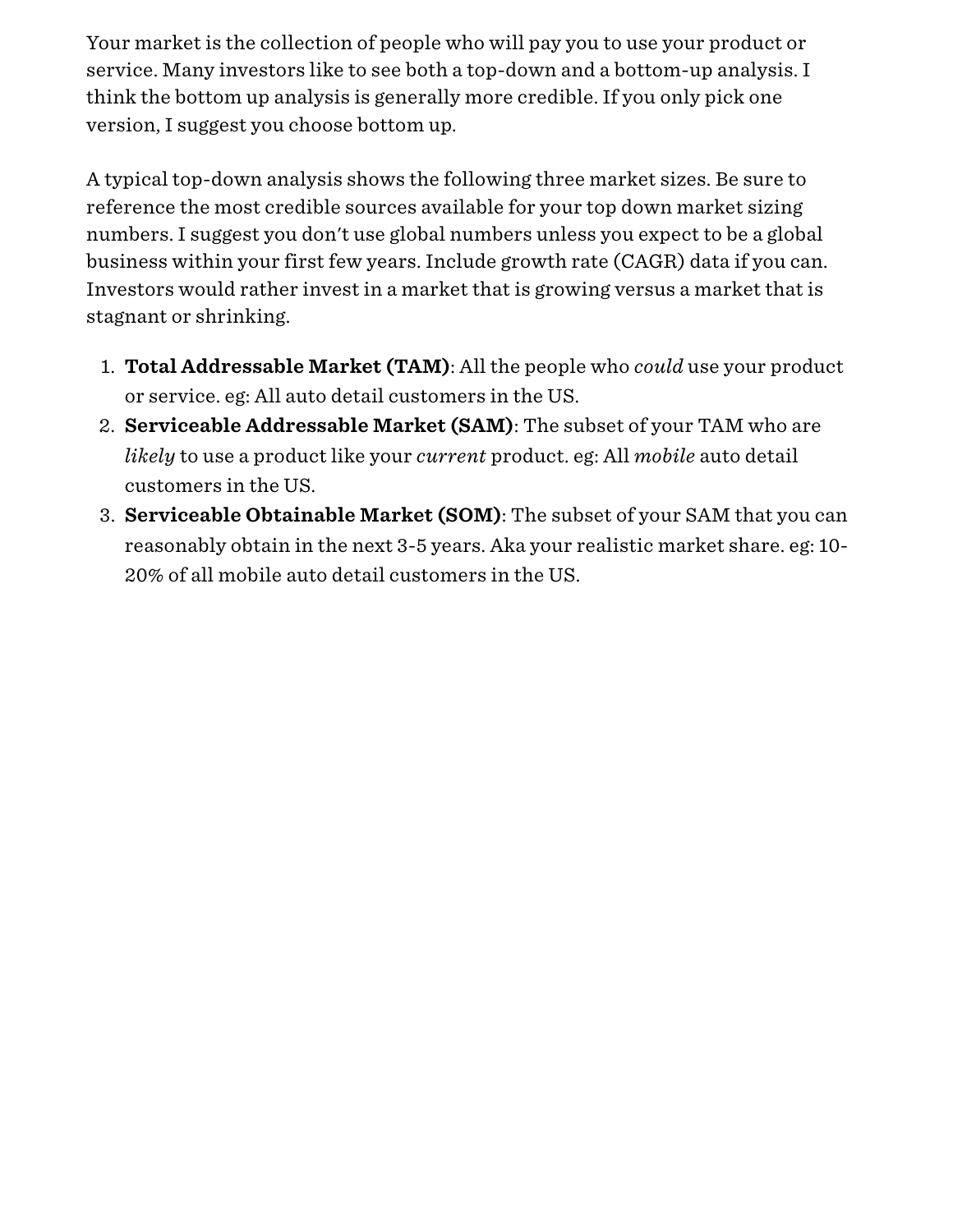Your market is the collection of people who will pay you to use your product or service. Many investors like to see both a top-down and a bottom-up analysis. I think the bottom up analysis is generally more credible. If you only pick one version, I suggest you choose bottom up.

A typical top-down analysis shows the following three market sizes. Be sure to reference the most credible sources available for your top down market sizing numbers. I suggest you don't use global numbers unless you expect to be a global business within your first few years. Include growth rate (CAGR) data if you can. Investors would rather invest in a market that is growing versus a market that is stagnant or shrinking.

1. **Total Addressable Market (TAM)**: All the people who *could* use your product or service. eg: All auto detail customers in the US.
2. **Serviceable Addressable Market (SAM)**: The subset of your TAM who are *likely* to use a product like your *current* product. eg: All *mobile* auto detail customers in the US.
3. **Serviceable Obtainable Market (SOM)**: The subset of your SAM that you can reasonably obtain in the next 3-5 years. Aka your realistic market share. eg: 10-20% of all mobile auto detail customers in the US.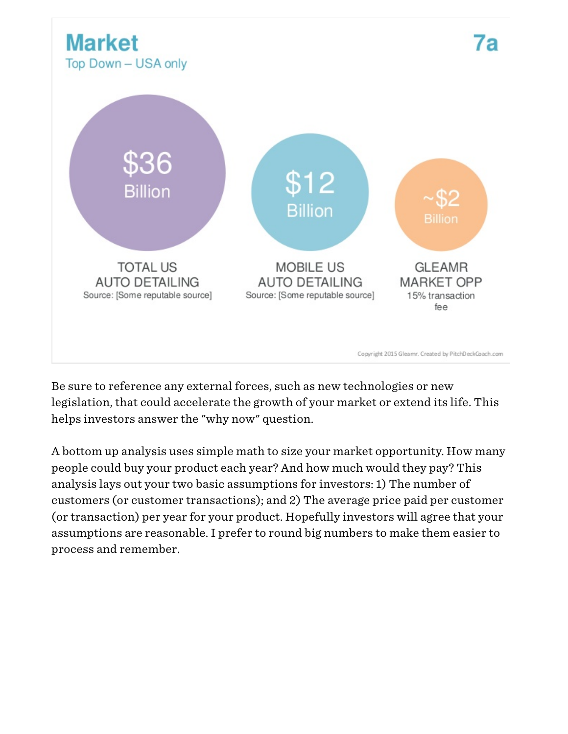## Market

Top Down – USA only

7a

| $36 Billion | $12 Billion | ~$2 Billion |
| --- | --- | --- |
| TOTAL US AUTO DETAILING | MOBILE US AUTO DETAILING | GLEAMR MARKET OPP |
| Source: [Some reputable source] | Source: [Some reputable source] | 15% transaction fee |

Copyright 2015 Gleamr. Created by PitchDeckCoach.com

Be sure to reference any external forces, such as new technologies or new legislation, that could accelerate the growth of your market or extend its life. This helps investors answer the "why now" question.

A bottom up analysis uses simple math to size your market opportunity. How many people could buy your product each year? And how much would they pay? This analysis lays out your two basic assumptions for investors: 1) The number of customers (or customer transactions); and 2) The average price paid per customer (or transaction) per year for your product. Hopefully investors will agree that your assumptions are reasonable. I prefer to round big numbers to make them easier to process and remember.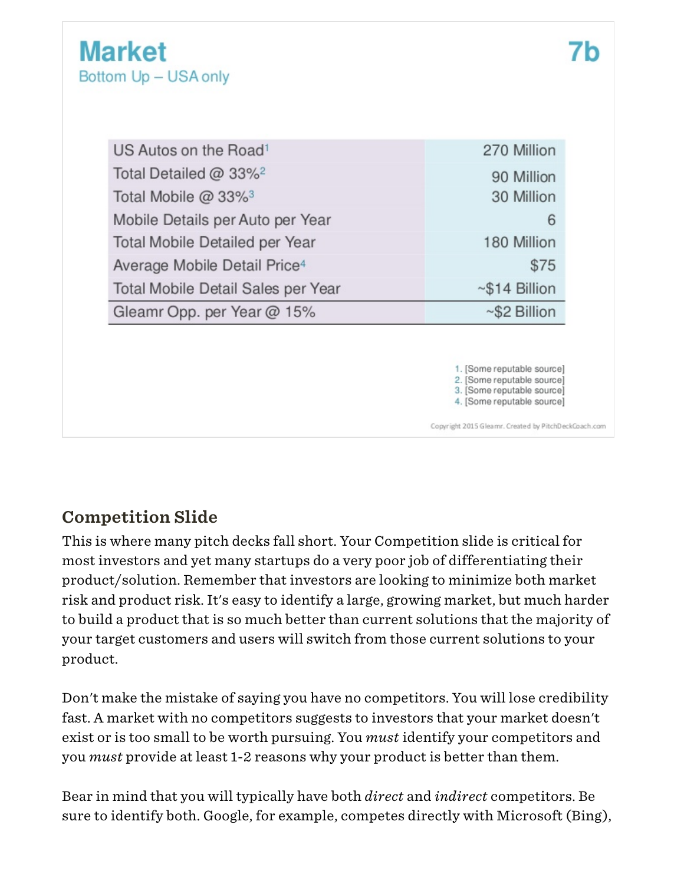## Market

Bottom Up – USA only

7b

| | |
|---|---|
| US Autos on the Road[1] | 270 Million |
| Total Detailed @ 33%[2] | 90 Million |
| Total Mobile @ 33%[3] | 30 Million |
| Mobile Details per Auto per Year | 6 |
| Total Mobile Detailed per Year | 180 Million |
| Average Mobile Detail Price[4] | $75 |
| Total Mobile Detail Sales per Year | ~$14 Billion |
| Gleamr Opp. per Year @ 15% | ~$2 Billion |

1. [Some reputable source]
2. [Some reputable source]
3. [Some reputable source]
4. [Some reputable source]

Copyright 2015 Gleamr. Created by PitchDeckCoach.com

### Competition Slide

This is where many pitch decks fall short. Your Competition slide is critical for most investors and yet many startups do a very poor job of differentiating their product/solution. Remember that investors are looking to minimize both market risk and product risk. It's easy to identify a large, growing market, but much harder to build a product that is so much better than current solutions that the majority of your target customers and users will switch from those current solutions to your product.

Don't make the mistake of saying you have no competitors. You will lose credibility fast. A market with no competitors suggests to investors that your market doesn't exist or is too small to be worth pursuing. You *must* identify your competitors and you *must* provide at least 1-2 reasons why your product is better than them.

Bear in mind that you will typically have both *direct* and *indirect* competitors. Be sure to identify both. Google, for example, competes directly with Microsoft (Bing),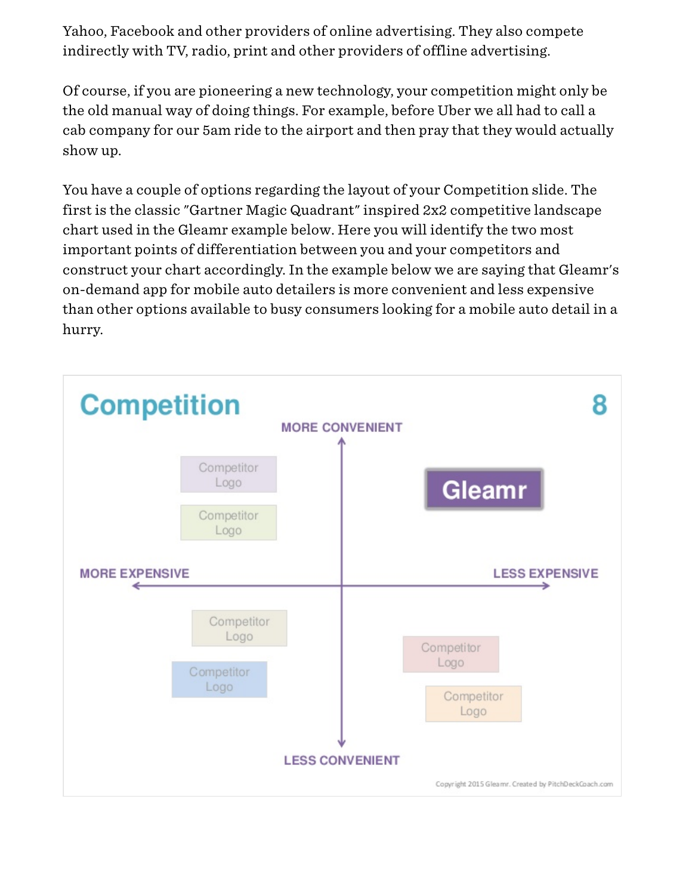Yahoo, Facebook and other providers of online advertising. They also compete indirectly with TV, radio, print and other providers of offline advertising.

Of course, if you are pioneering a new technology, your competition might only be the old manual way of doing things. For example, before Uber we all had to call a cab company for our 5am ride to the airport and then pray that they would actually show up.

You have a couple of options regarding the layout of your Competition slide. The first is the classic "Gartner Magic Quadrant" inspired 2x2 competitive landscape chart used in the Gleamr example below. Here you will identify the two most important points of differentiation between you and your competitors and construct your chart accordingly. In the example below we are saying that Gleamr's on-demand app for mobile auto detailers is more convenient and less expensive than other options available to busy consumers looking for a mobile auto detail in a hurry.

**Competition** 8

MORE CONVENIENT

Competitor Logo

Competitor Logo

Gleamr

MORE EXPENSIVE

LESS EXPENSIVE

Competitor Logo

Competitor Logo

Competitor Logo

Competitor Logo

LESS CONVENIENT

Copyright 2015 Gleamr. Created by PitchDeckCoach.com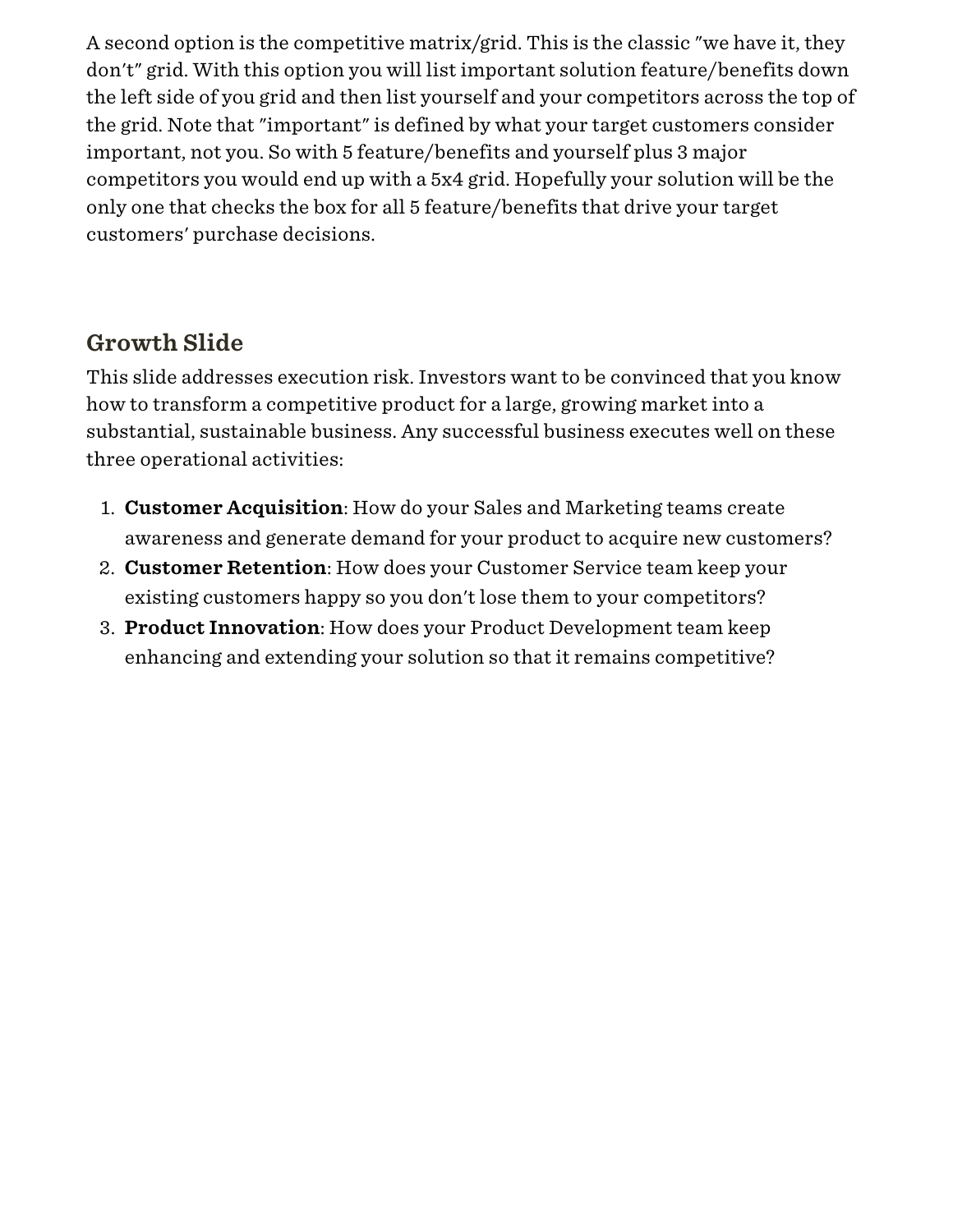A second option is the competitive matrix/grid. This is the classic "we have it, they don't" grid. With this option you will list important solution feature/benefits down the left side of you grid and then list yourself and your competitors across the top of the grid. Note that "important" is defined by what your target customers consider important, not you. So with 5 feature/benefits and yourself plus 3 major competitors you would end up with a 5x4 grid. Hopefully your solution will be the only one that checks the box for all 5 feature/benefits that drive your target customers' purchase decisions.

## Growth Slide

This slide addresses execution risk. Investors want to be convinced that you know how to transform a competitive product for a large, growing market into a substantial, sustainable business. Any successful business executes well on these three operational activities:

1. **Customer Acquisition**: How do your Sales and Marketing teams create awareness and generate demand for your product to acquire new customers?
2. **Customer Retention**: How does your Customer Service team keep your existing customers happy so you don't lose them to your competitors?
3. **Product Innovation**: How does your Product Development team keep enhancing and extending your solution so that it remains competitive?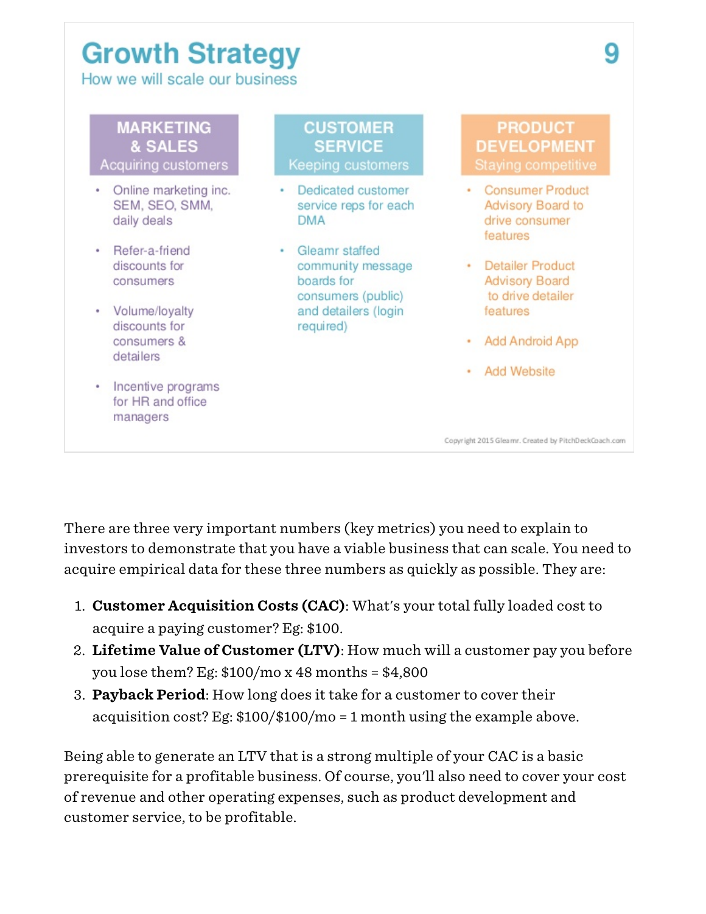# Growth Strategy

How we will scale our business

| MARKETING & SALES<br>Acquiring customers | CUSTOMER SERVICE<br>Keeping customers | PRODUCT DEVELOPMENT<br>Staying competitive |
| --- | --- | --- |
| • Online marketing inc. SEM, SEO, SMM, daily deals<br>• Refer-a-friend discounts for consumers<br>• Volume/loyalty discounts for consumers & detailers<br>• Incentive programs for HR and office managers | • Dedicated customer service reps for each DMA<br>• Gleamr staffed community message boards for consumers (public) and detailers (login required) | • Consumer Product Advisory Board to drive consumer features<br>• Detailer Product Advisory Board to drive detailer features<br>• Add Android App<br>• Add Website |

Copyright 2015 Gleamr. Created by PitchDeckCoach.com

There are three very important numbers (key metrics) you need to explain to investors to demonstrate that you have a viable business that can scale. You need to acquire empirical data for these three numbers as quickly as possible. They are:

1. **Customer Acquisition Costs (CAC)**: What's your total fully loaded cost to acquire a paying customer? Eg: $100.
2. **Lifetime Value of Customer (LTV)**: How much will a customer pay you before you lose them? Eg: $100/mo x 48 months = $4,800
3. **Payback Period**: How long does it take for a customer to cover their acquisition cost? Eg: $100/$100/mo = 1 month using the example above.

Being able to generate an LTV that is a strong multiple of your CAC is a basic prerequisite for a profitable business. Of course, you'll also need to cover your cost of revenue and other operating expenses, such as product development and customer service, to be profitable.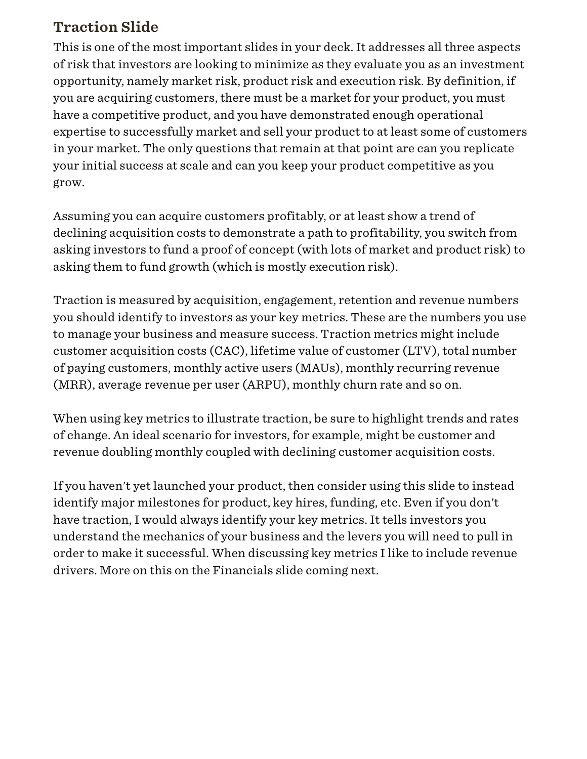## Traction Slide

This is one of the most important slides in your deck. It addresses all three aspects of risk that investors are looking to minimize as they evaluate you as an investment opportunity, namely market risk, product risk and execution risk. By definition, if you are acquiring customers, there must be a market for your product, you must have a competitive product, and you have demonstrated enough operational expertise to successfully market and sell your product to at least some of customers in your market. The only questions that remain at that point are can you replicate your initial success at scale and can you keep your product competitive as you grow.

Assuming you can acquire customers profitably, or at least show a trend of declining acquisition costs to demonstrate a path to profitability, you switch from asking investors to fund a proof of concept (with lots of market and product risk) to asking them to fund growth (which is mostly execution risk).

Traction is measured by acquisition, engagement, retention and revenue numbers you should identify to investors as your key metrics. These are the numbers you use to manage your business and measure success. Traction metrics might include customer acquisition costs (CAC), lifetime value of customer (LTV), total number of paying customers, monthly active users (MAUs), monthly recurring revenue (MRR), average revenue per user (ARPU), monthly churn rate and so on.

When using key metrics to illustrate traction, be sure to highlight trends and rates of change. An ideal scenario for investors, for example, might be customer and revenue doubling monthly coupled with declining customer acquisition costs.

If you haven't yet launched your product, then consider using this slide to instead identify major milestones for product, key hires, funding, etc. Even if you don't have traction, I would always identify your key metrics. It tells investors you understand the mechanics of your business and the levers you will need to pull in order to make it successful. When discussing key metrics I like to include revenue drivers. More on this on the Financials slide coming next.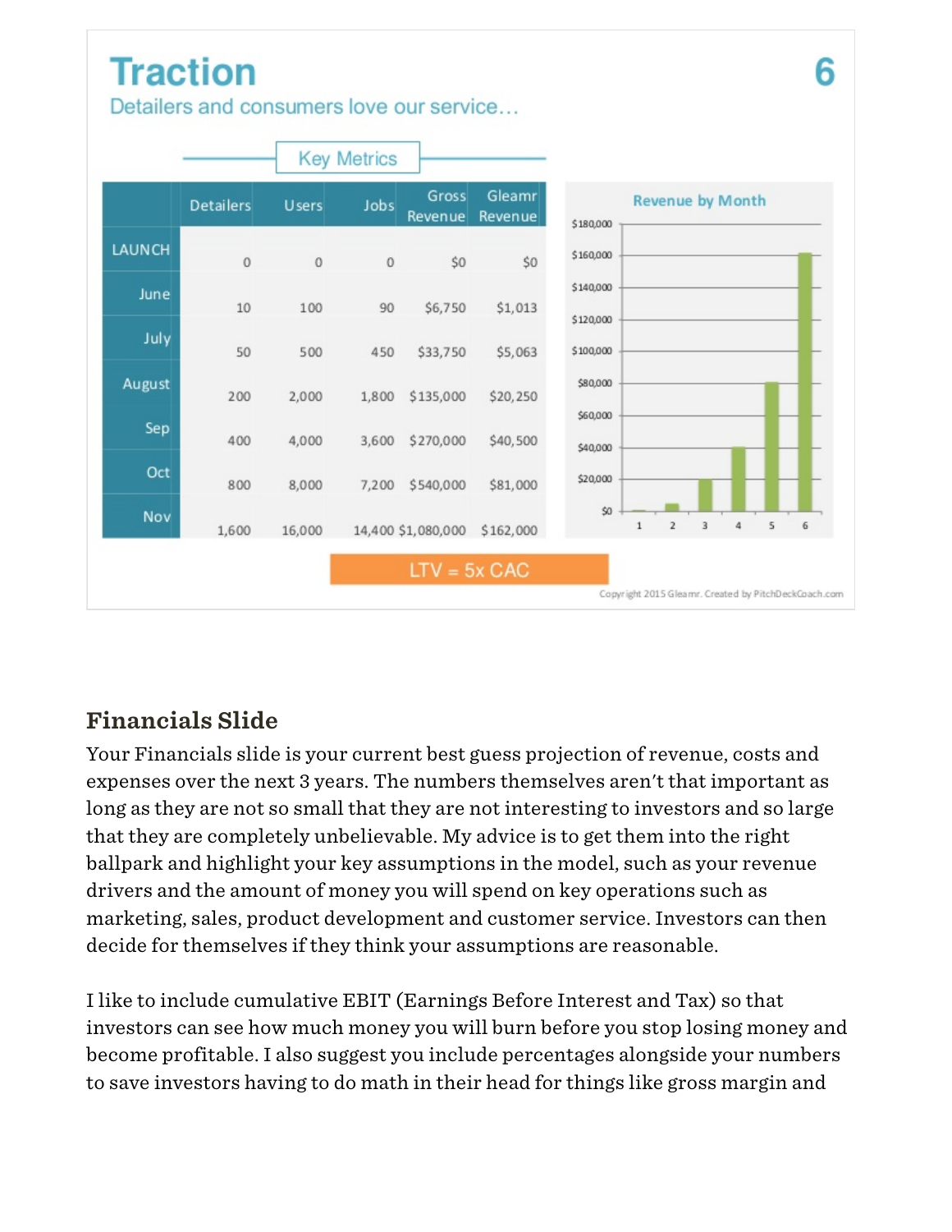## Traction

Detailers and consumers love our service…

6

**Key Metrics**

| | Detailers | Users | Jobs | Gross Revenue | Gleamr Revenue |
|---|---|---|---|---|---|
| LAUNCH | 0 | 0 | 0 | $0 | $0 |
| June | 10 | 100 | 90 | $6,750 | $1,013 |
| July | 50 | 500 | 450 | $33,750 | $5,063 |
| August | 200 | 2,000 | 1,800 | $135,000 | $20,250 |
| Sep | 400 | 4,000 | 3,600 | $270,000 | $40,500 |
| Oct | 800 | 8,000 | 7,200 | $540,000 | $81,000 |
| Nov | 1,600 | 16,000 | 14,400 | $1,080,000 | $162,000 |

**Revenue by Month**

LTV = 5x CAC

Copyright 2015 Gleamr. Created by PitchDeckCoach.com

### Financials Slide

Your Financials slide is your current best guess projection of revenue, costs and expenses over the next 3 years. The numbers themselves aren't that important as long as they are not so small that they are not interesting to investors and so large that they are completely unbelievable. My advice is to get them into the right ballpark and highlight your key assumptions in the model, such as your revenue drivers and the amount of money you will spend on key operations such as marketing, sales, product development and customer service. Investors can then decide for themselves if they think your assumptions are reasonable.

I like to include cumulative EBIT (Earnings Before Interest and Tax) so that investors can see how much money you will burn before you stop losing money and become profitable. I also suggest you include percentages alongside your numbers to save investors having to do math in their head for things like gross margin and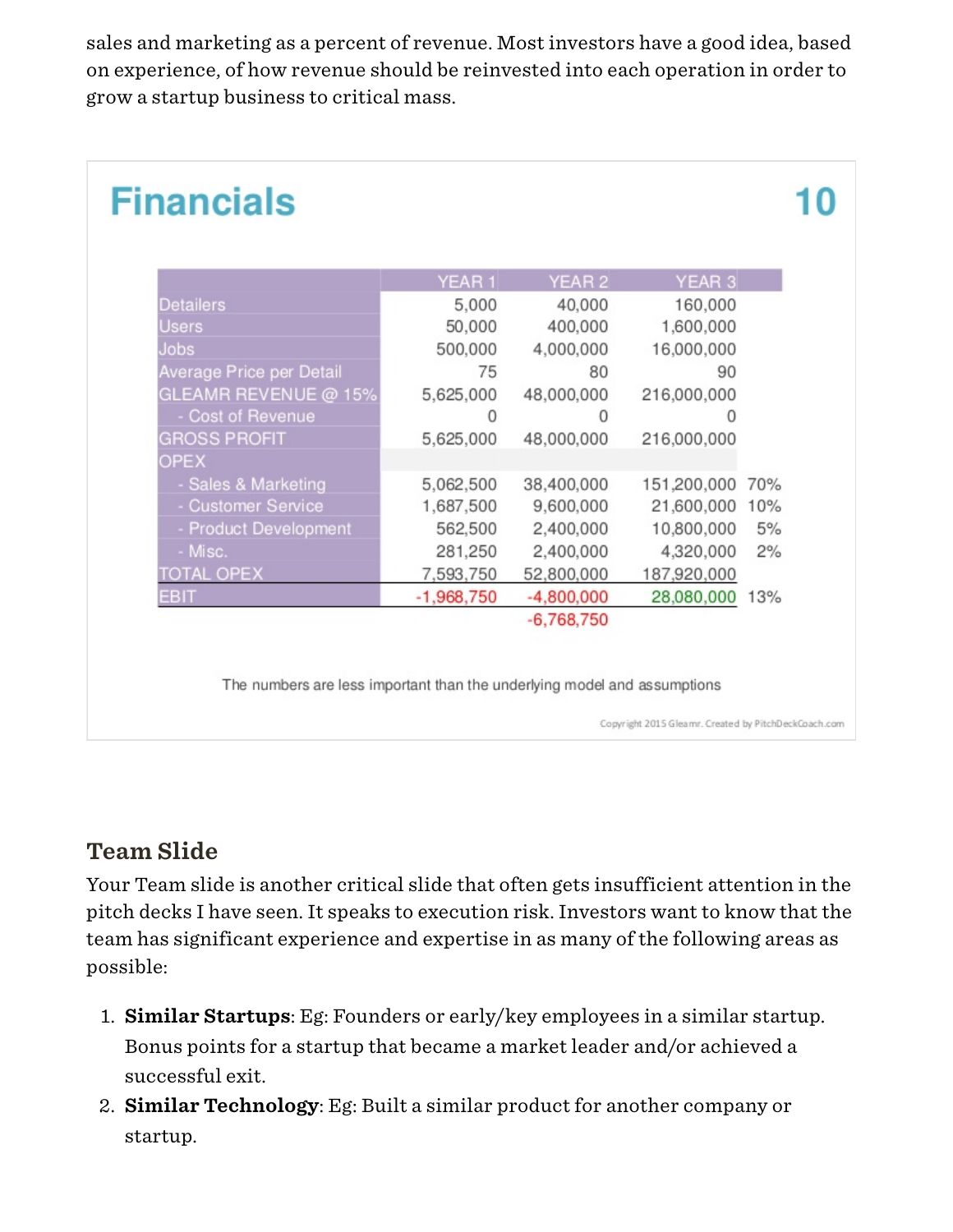sales and marketing as a percent of revenue. Most investors have a good idea, based on experience, of how revenue should be reinvested into each operation in order to grow a startup business to critical mass.

## Financials 10

| | YEAR 1 | YEAR 2 | YEAR 3 | |
|---|---|---|---|---|
| Detailers | 5,000 | 40,000 | 160,000 | |
| Users | 50,000 | 400,000 | 1,600,000 | |
| Jobs | 500,000 | 4,000,000 | 16,000,000 | |
| Average Price per Detail | 75 | 80 | 90 | |
| GLEAMR REVENUE @ 15% | 5,625,000 | 48,000,000 | 216,000,000 | |
| - Cost of Revenue | 0 | 0 | 0 | |
| GROSS PROFIT | 5,625,000 | 48,000,000 | 216,000,000 | |
| OPEX | | | | |
| - Sales & Marketing | 5,062,500 | 38,400,000 | 151,200,000 | 70% |
| - Customer Service | 1,687,500 | 9,600,000 | 21,600,000 | 10% |
| - Product Development | 562,500 | 2,400,000 | 10,800,000 | 5% |
| - Misc. | 281,250 | 2,400,000 | 4,320,000 | 2% |
| TOTAL OPEX | 7,593,750 | 52,800,000 | 187,920,000 | |
| EBIT | -1,968,750 | -4,800,000 | 28,080,000 | 13% |
| | | -6,768,750 | | |

The numbers are less important than the underlying model and assumptions

Copyright 2015 Gleamr. Created by PitchDeckCoach.com

### Team Slide

Your Team slide is another critical slide that often gets insufficient attention in the pitch decks I have seen. It speaks to execution risk. Investors want to know that the team has significant experience and expertise in as many of the following areas as possible:

1. **Similar Startups**: Eg: Founders or early/key employees in a similar startup. Bonus points for a startup that became a market leader and/or achieved a successful exit.
2. **Similar Technology**: Eg: Built a similar product for another company or startup.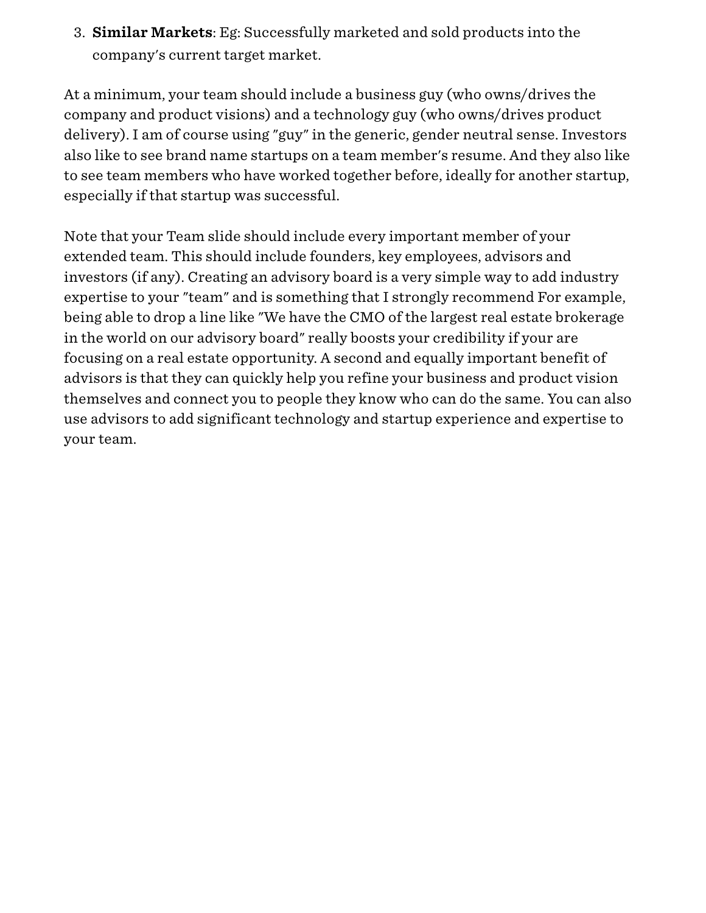3. **Similar Markets**: Eg: Successfully marketed and sold products into the company's current target market.

At a minimum, your team should include a business guy (who owns/drives the company and product visions) and a technology guy (who owns/drives product delivery). I am of course using "guy" in the generic, gender neutral sense. Investors also like to see brand name startups on a team member's resume. And they also like to see team members who have worked together before, ideally for another startup, especially if that startup was successful.

Note that your Team slide should include every important member of your extended team. This should include founders, key employees, advisors and investors (if any). Creating an advisory board is a very simple way to add industry expertise to your "team" and is something that I strongly recommend For example, being able to drop a line like "We have the CMO of the largest real estate brokerage in the world on our advisory board" really boosts your credibility if your are focusing on a real estate opportunity. A second and equally important benefit of advisors is that they can quickly help you refine your business and product vision themselves and connect you to people they know who can do the same. You can also use advisors to add significant technology and startup experience and expertise to your team.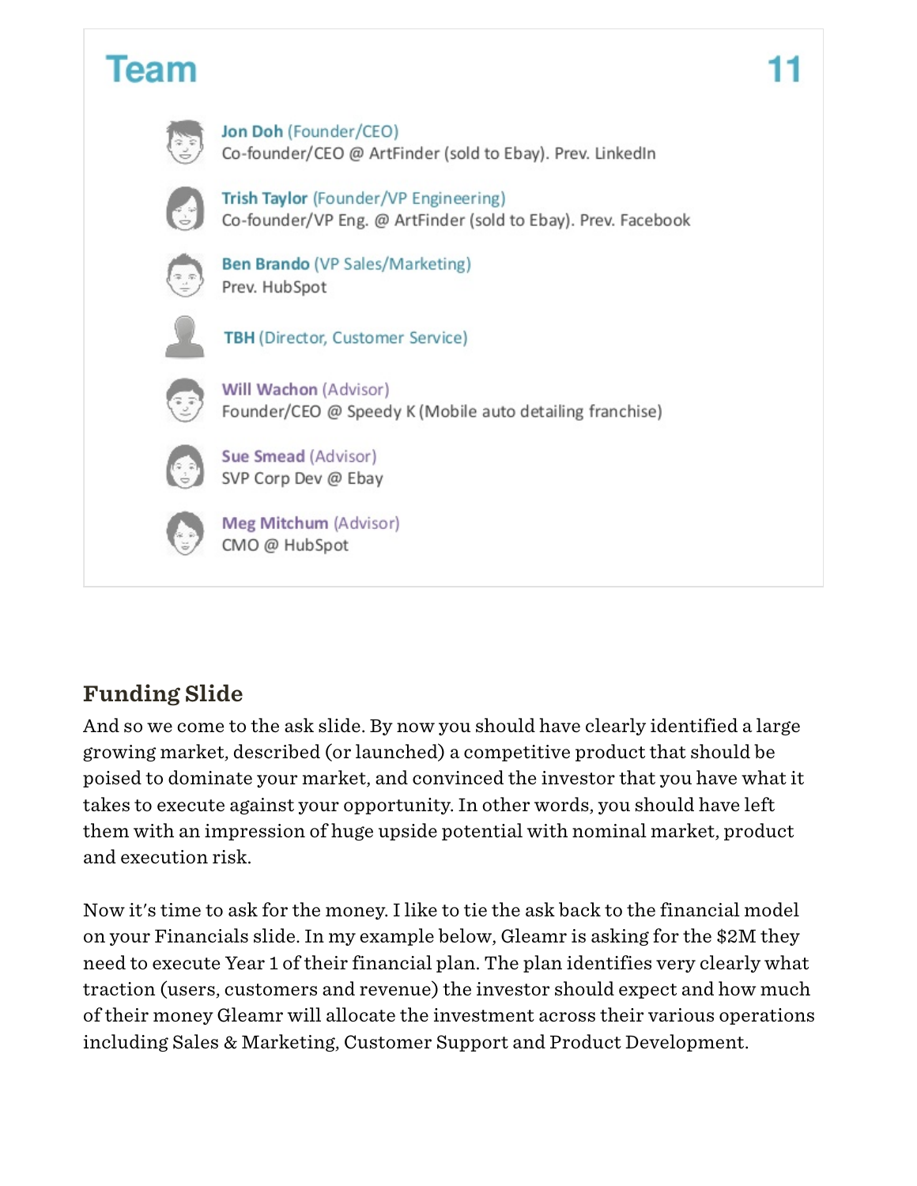## Team

11

**Jon Doh** (Founder/CEO)
Co-founder/CEO @ ArtFinder (sold to Ebay). Prev. LinkedIn

**Trish Taylor** (Founder/VP Engineering)
Co-founder/VP Eng. @ ArtFinder (sold to Ebay). Prev. Facebook

**Ben Brando** (VP Sales/Marketing)
Prev. HubSpot

**TBH** (Director, Customer Service)

**Will Wachon** (Advisor)
Founder/CEO @ Speedy K (Mobile auto detailing franchise)

**Sue Smead** (Advisor)
SVP Corp Dev @ Ebay

**Meg Mitchum** (Advisor)
CMO @ HubSpot

### Funding Slide

And so we come to the ask slide. By now you should have clearly identified a large growing market, described (or launched) a competitive product that should be poised to dominate your market, and convinced the investor that you have what it takes to execute against your opportunity. In other words, you should have left them with an impression of huge upside potential with nominal market, product and execution risk.

Now it's time to ask for the money. I like to tie the ask back to the financial model on your Financials slide. In my example below, Gleamr is asking for the $2M they need to execute Year 1 of their financial plan. The plan identifies very clearly what traction (users, customers and revenue) the investor should expect and how much of their money Gleamr will allocate the investment across their various operations including Sales & Marketing, Customer Support and Product Development.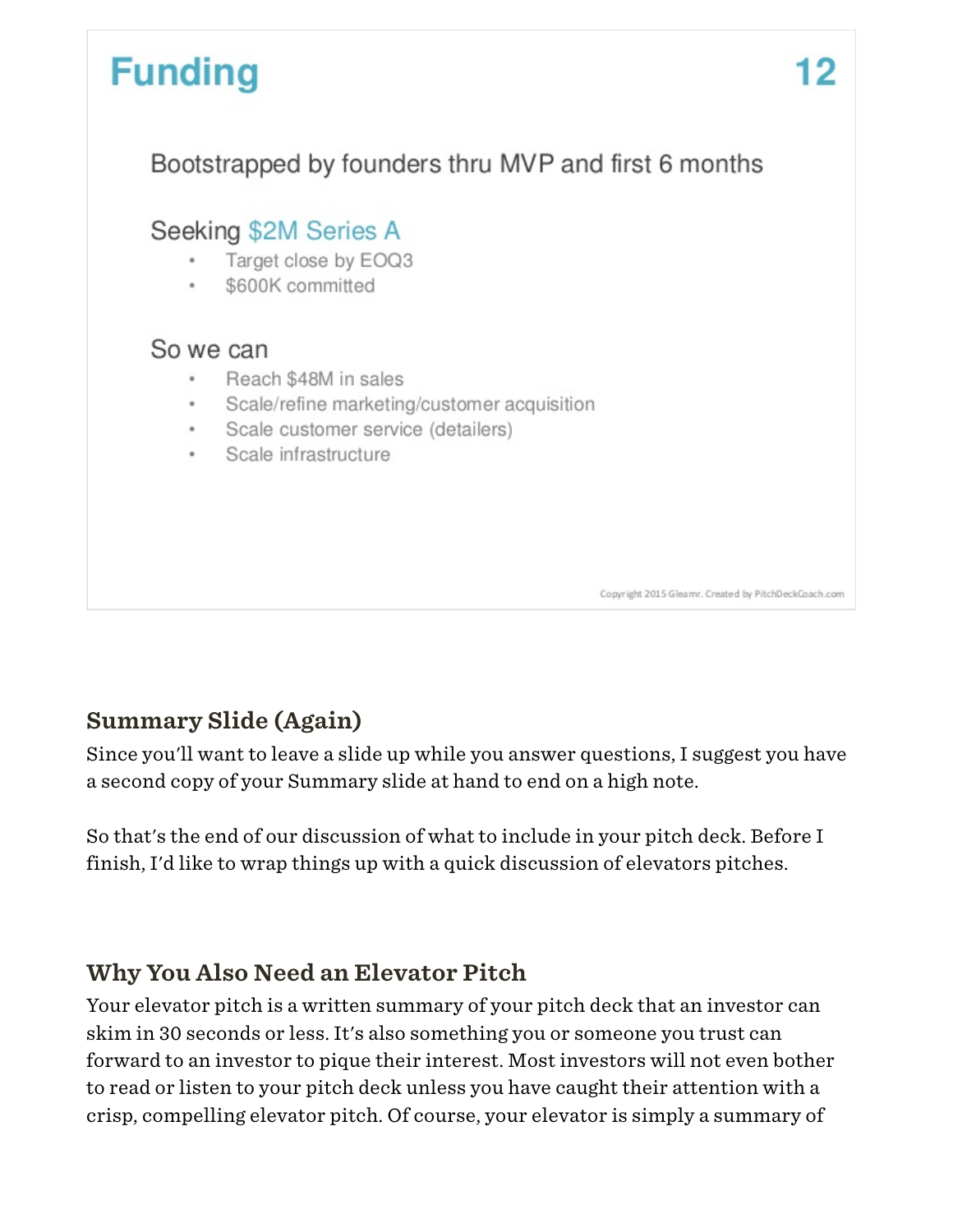## Funding

12

Bootstrapped by founders thru MVP and first 6 months

Seeking $2M Series A

- Target close by EOQ3
- $600K committed

So we can

- Reach $48M in sales
- Scale/refine marketing/customer acquisition
- Scale customer service (detailers)
- Scale infrastructure

Copyright 2015 Gleamr. Created by PitchDeckCoach.com

### Summary Slide (Again)

Since you'll want to leave a slide up while you answer questions, I suggest you have a second copy of your Summary slide at hand to end on a high note.

So that's the end of our discussion of what to include in your pitch deck. Before I finish, I'd like to wrap things up with a quick discussion of elevators pitches.

### Why You Also Need an Elevator Pitch

Your elevator pitch is a written summary of your pitch deck that an investor can skim in 30 seconds or less. It's also something you or someone you trust can forward to an investor to pique their interest. Most investors will not even bother to read or listen to your pitch deck unless you have caught their attention with a crisp, compelling elevator pitch. Of course, your elevator is simply a summary of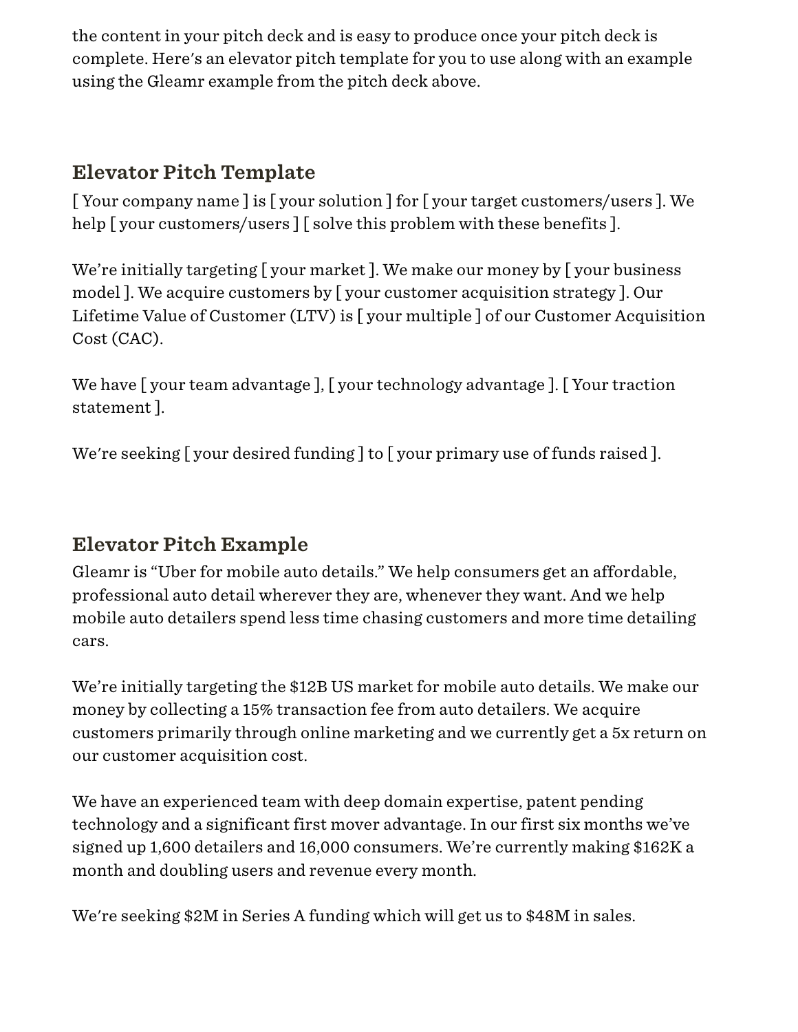the content in your pitch deck and is easy to produce once your pitch deck is complete. Here's an elevator pitch template for you to use along with an example using the Gleamr example from the pitch deck above.

## Elevator Pitch Template

[ Your company name ] is [ your solution ] for [ your target customers/users ]. We help [ your customers/users ] [ solve this problem with these benefits ].

We're initially targeting [ your market ]. We make our money by [ your business model ]. We acquire customers by [ your customer acquisition strategy ]. Our Lifetime Value of Customer (LTV) is [ your multiple ] of our Customer Acquisition Cost (CAC).

We have [ your team advantage ], [ your technology advantage ]. [ Your traction statement ].

We're seeking [ your desired funding ] to [ your primary use of funds raised ].

## Elevator Pitch Example

Gleamr is "Uber for mobile auto details." We help consumers get an affordable, professional auto detail wherever they are, whenever they want. And we help mobile auto detailers spend less time chasing customers and more time detailing cars.

We're initially targeting the $12B US market for mobile auto details. We make our money by collecting a 15% transaction fee from auto detailers. We acquire customers primarily through online marketing and we currently get a 5x return on our customer acquisition cost.

We have an experienced team with deep domain expertise, patent pending technology and a significant first mover advantage. In our first six months we've signed up 1,600 detailers and 16,000 consumers. We're currently making $162K a month and doubling users and revenue every month.

We're seeking $2M in Series A funding which will get us to $48M in sales.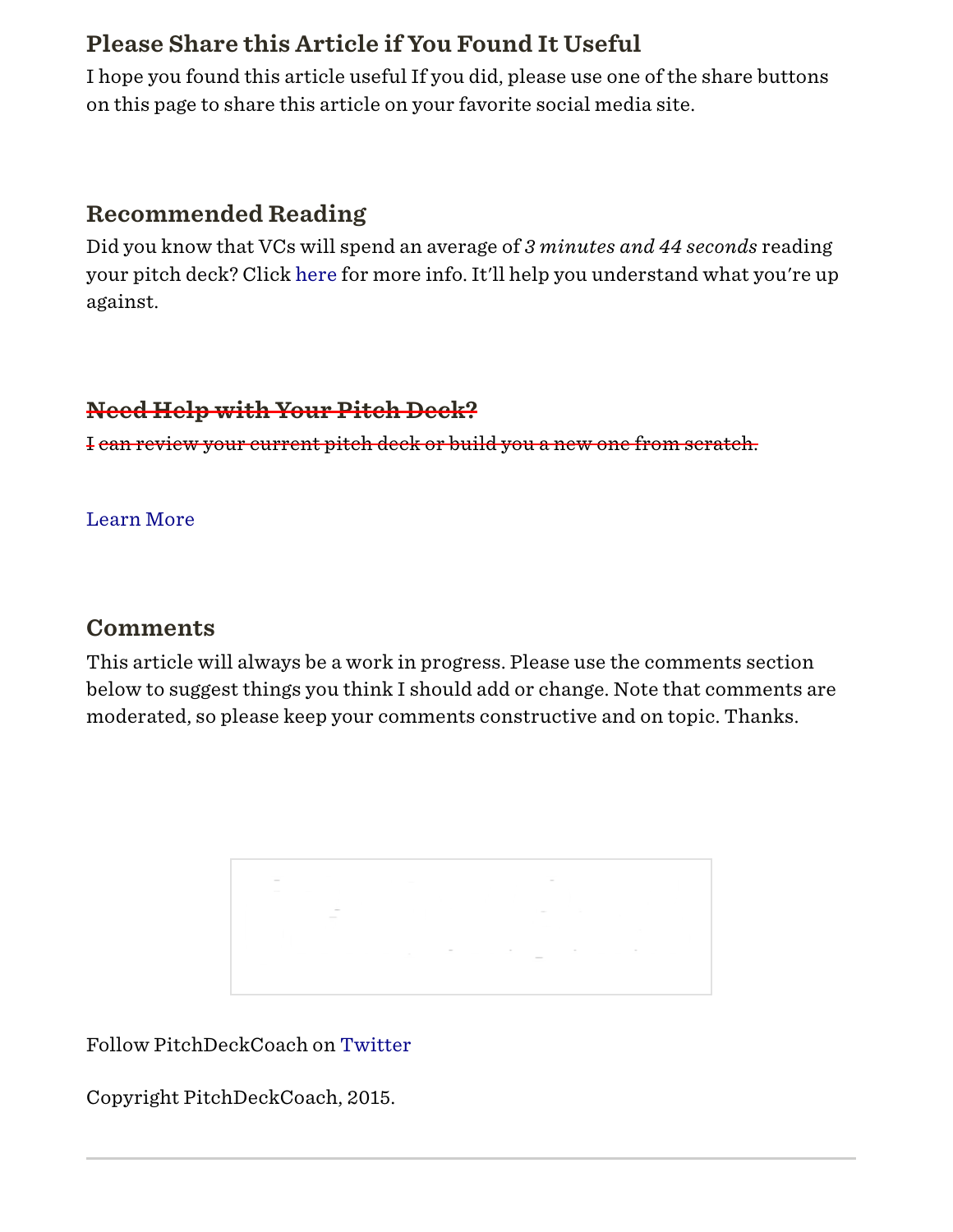### Please Share this Article if You Found It Useful

I hope you found this article useful If you did, please use one of the share buttons on this page to share this article on your favorite social media site.

### Recommended Reading

Did you know that VCs will spend an average of *3 minutes and 44 seconds* reading your pitch deck? Click here for more info. It'll help you understand what you're up against.

### ~~Need Help with Your Pitch Deck?~~

~~I can review your current pitch deck or build you a new one from scratch.~~

Learn More

### Comments

This article will always be a work in progress. Please use the comments section below to suggest things you think I should add or change. Note that comments are moderated, so please keep your comments constructive and on topic. Thanks.

Follow PitchDeckCoach on Twitter

Copyright PitchDeckCoach, 2015.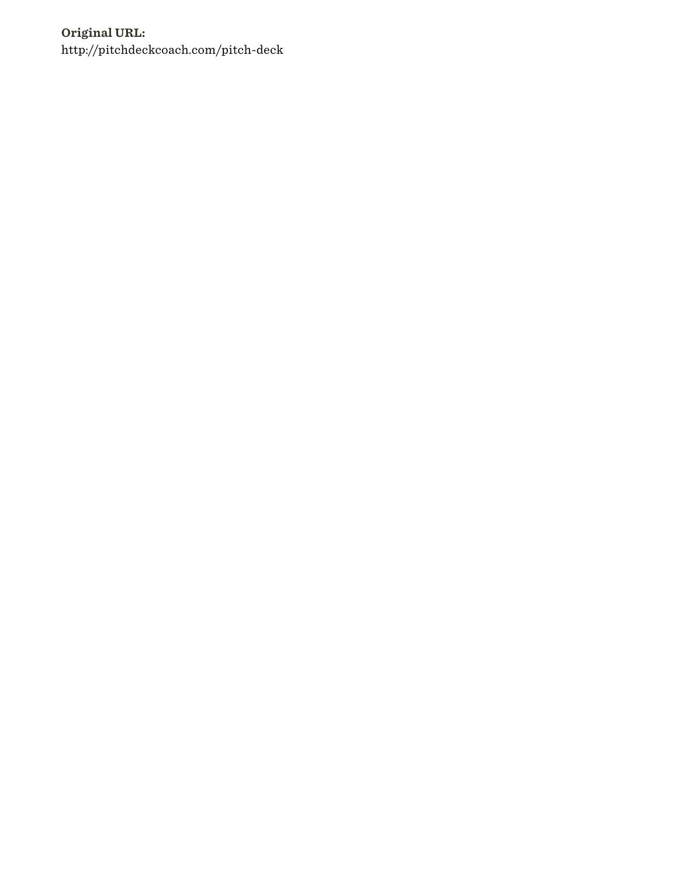**Original URL:**
http://pitchdeckcoach.com/pitch-deck